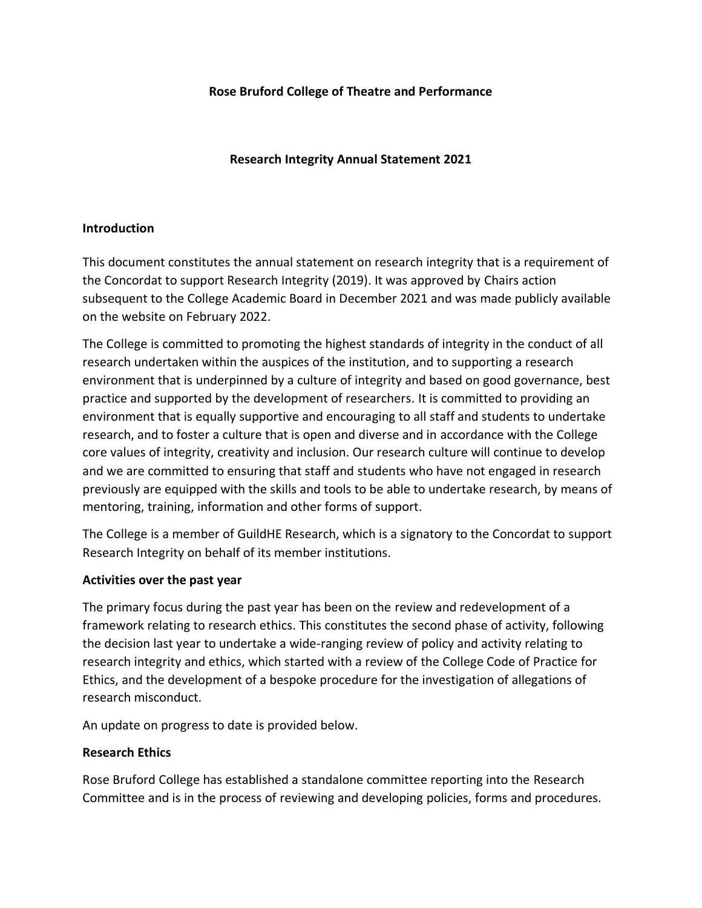**Rose Bruford College of Theatre and Performance**

**Research Integrity Annual Statement 2021**

## Introduction

This document constitutes the annual statement on research integrity that is a requirement of the Concordat to support Research Integrity (2019). It was approved by Chairs action subsequent to the College Academic Board in December 2021 and was made publicly available on the website on February 2022.

The College is committed to promoting the highest standards of integrity in the conduct of all research undertaken within the auspices of the institution, and to supporting a research environment that is underpinned by a culture of integrity and based on good governance, best practice and supported by the development of researchers. It is committed to providing an environment that is equally supportive and encouraging to all staff and students to undertake research, and to foster a culture that is open and diverse and in accordance with the College core values of integrity, creativity and inclusion. Our research culture will continue to develop and we are committed to ensuring that staff and students who have not engaged in research previously are equipped with the skills and tools to be able to undertake research, by means of mentoring, training, information and other forms of support.

The College is a member of GuildHE Research, which is a signatory to the Concordat to support Research Integrity on behalf of its member institutions.

## Activities over the past year

The primary focus during the past year has been on the review and redevelopment of a framework relating to research ethics. This constitutes the second phase of activity, following the decision last year to undertake a wide-ranging review of policy and activity relating to research integrity and ethics, which started with a review of the College Code of Practice for Ethics, and the development of a bespoke procedure for the investigation of allegations of research misconduct.

An update on progress to date is provided below.

## Research Ethics

Rose Bruford College has established a standalone committee reporting into the Research Committee and is in the process of reviewing and developing policies, forms and procedures.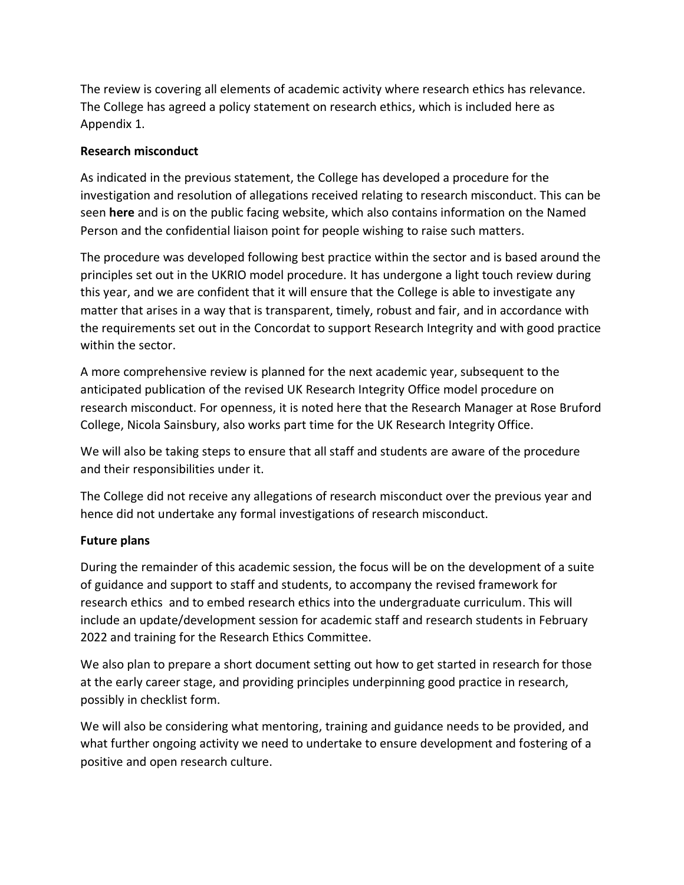The review is covering all elements of academic activity where research ethics has relevance. The College has agreed a policy statement on research ethics, which is included here as Appendix 1.

**Research misconduct**

As indicated in the previous statement, the College has developed a procedure for the investigation and resolution of allegations received relating to research misconduct. This can be seen **here** and is on the public facing website, which also contains information on the Named Person and the confidential liaison point for people wishing to raise such matters.

The procedure was developed following best practice within the sector and is based around the principles set out in the UKRIO model procedure. It has undergone a light touch review during this year, and we are confident that it will ensure that the College is able to investigate any matter that arises in a way that is transparent, timely, robust and fair, and in accordance with the requirements set out in the Concordat to support Research Integrity and with good practice within the sector.

A more comprehensive review is planned for the next academic year, subsequent to the anticipated publication of the revised UK Research Integrity Office model procedure on research misconduct. For openness, it is noted here that the Research Manager at Rose Bruford College, Nicola Sainsbury, also works part time for the UK Research Integrity Office.

We will also be taking steps to ensure that all staff and students are aware of the procedure and their responsibilities under it.

The College did not receive any allegations of research misconduct over the previous year and hence did not undertake any formal investigations of research misconduct.

**Future plans**

During the remainder of this academic session, the focus will be on the development of a suite of guidance and support to staff and students, to accompany the revised framework for research ethics and to embed research ethics into the undergraduate curriculum. This will include an update/development session for academic staff and research students in February 2022 and training for the Research Ethics Committee.

We also plan to prepare a short document setting out how to get started in research for those at the early career stage, and providing principles underpinning good practice in research, possibly in checklist form.

We will also be considering what mentoring, training and guidance needs to be provided, and what further ongoing activity we need to undertake to ensure development and fostering of a positive and open research culture.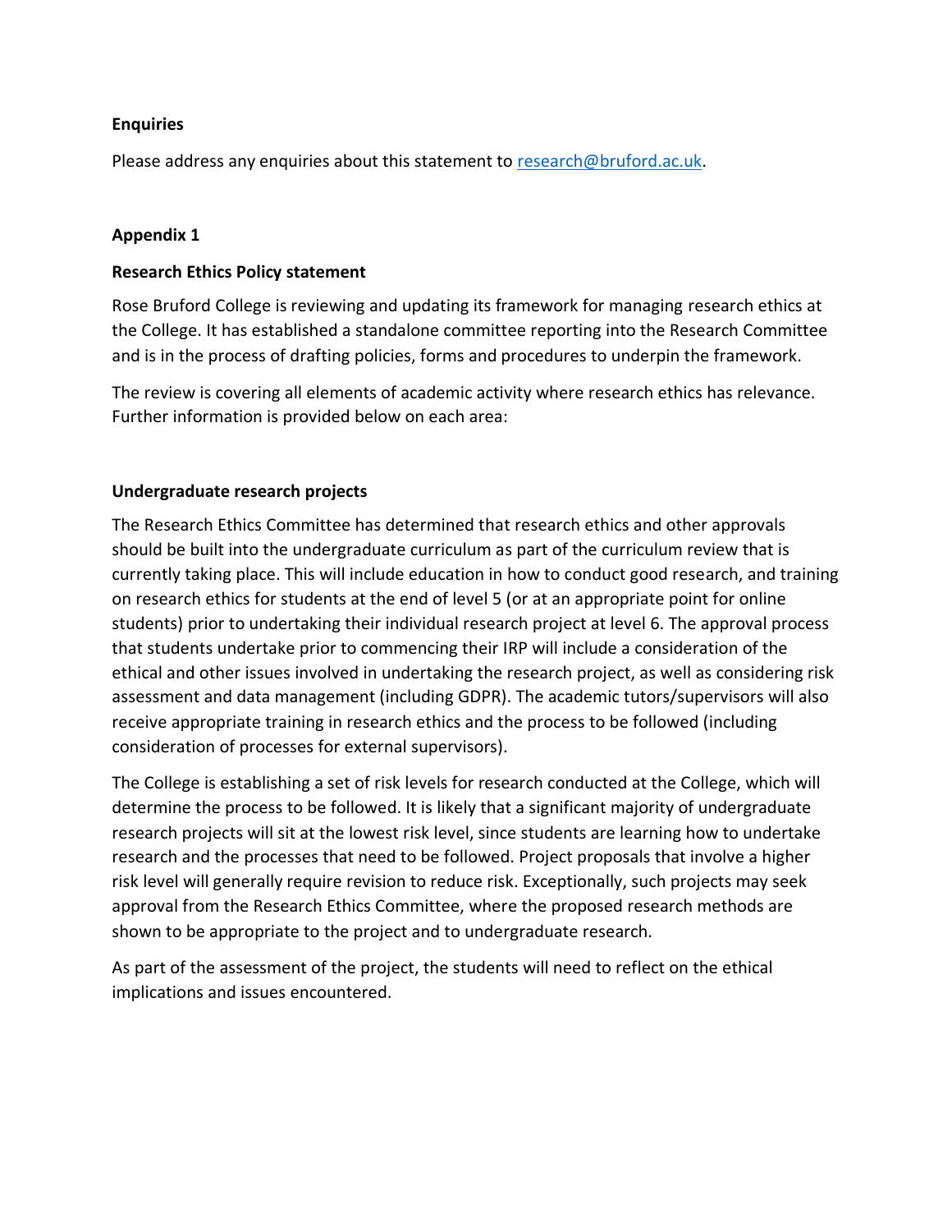**Enquiries**

Please address any enquiries about this statement to [research@bruford.ac.uk](mailto:research@bruford.ac.uk).

**Appendix 1**

**Research Ethics Policy statement**

Rose Bruford College is reviewing and updating its framework for managing research ethics at the College. It has established a standalone committee reporting into the Research Committee and is in the process of drafting policies, forms and procedures to underpin the framework.

The review is covering all elements of academic activity where research ethics has relevance. Further information is provided below on each area:

**Undergraduate research projects**

The Research Ethics Committee has determined that research ethics and other approvals should be built into the undergraduate curriculum as part of the curriculum review that is currently taking place. This will include education in how to conduct good research, and training on research ethics for students at the end of level 5 (or at an appropriate point for online students) prior to undertaking their individual research project at level 6. The approval process that students undertake prior to commencing their IRP will include a consideration of the ethical and other issues involved in undertaking the research project, as well as considering risk assessment and data management (including GDPR). The academic tutors/supervisors will also receive appropriate training in research ethics and the process to be followed (including consideration of processes for external supervisors).

The College is establishing a set of risk levels for research conducted at the College, which will determine the process to be followed. It is likely that a significant majority of undergraduate research projects will sit at the lowest risk level, since students are learning how to undertake research and the processes that need to be followed. Project proposals that involve a higher risk level will generally require revision to reduce risk. Exceptionally, such projects may seek approval from the Research Ethics Committee, where the proposed research methods are shown to be appropriate to the project and to undergraduate research.

As part of the assessment of the project, the students will need to reflect on the ethical implications and issues encountered.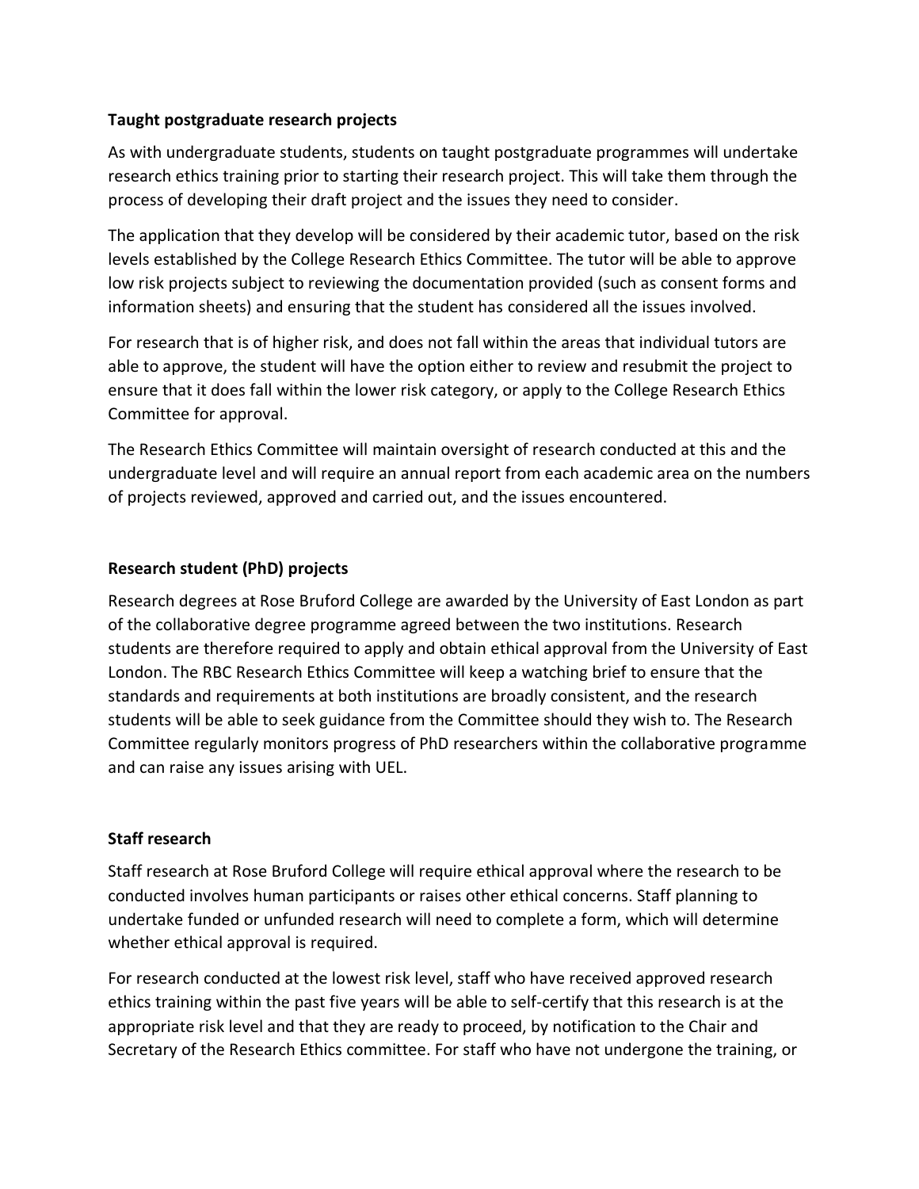**Taught postgraduate research projects**

As with undergraduate students, students on taught postgraduate programmes will undertake research ethics training prior to starting their research project. This will take them through the process of developing their draft project and the issues they need to consider.

The application that they develop will be considered by their academic tutor, based on the risk levels established by the College Research Ethics Committee. The tutor will be able to approve low risk projects subject to reviewing the documentation provided (such as consent forms and information sheets) and ensuring that the student has considered all the issues involved.

For research that is of higher risk, and does not fall within the areas that individual tutors are able to approve, the student will have the option either to review and resubmit the project to ensure that it does fall within the lower risk category, or apply to the College Research Ethics Committee for approval.

The Research Ethics Committee will maintain oversight of research conducted at this and the undergraduate level and will require an annual report from each academic area on the numbers of projects reviewed, approved and carried out, and the issues encountered.

**Research student (PhD) projects**

Research degrees at Rose Bruford College are awarded by the University of East London as part of the collaborative degree programme agreed between the two institutions. Research students are therefore required to apply and obtain ethical approval from the University of East London. The RBC Research Ethics Committee will keep a watching brief to ensure that the standards and requirements at both institutions are broadly consistent, and the research students will be able to seek guidance from the Committee should they wish to. The Research Committee regularly monitors progress of PhD researchers within the collaborative programme and can raise any issues arising with UEL.

**Staff research**

Staff research at Rose Bruford College will require ethical approval where the research to be conducted involves human participants or raises other ethical concerns. Staff planning to undertake funded or unfunded research will need to complete a form, which will determine whether ethical approval is required.

For research conducted at the lowest risk level, staff who have received approved research ethics training within the past five years will be able to self-certify that this research is at the appropriate risk level and that they are ready to proceed, by notification to the Chair and Secretary of the Research Ethics committee. For staff who have not undergone the training, or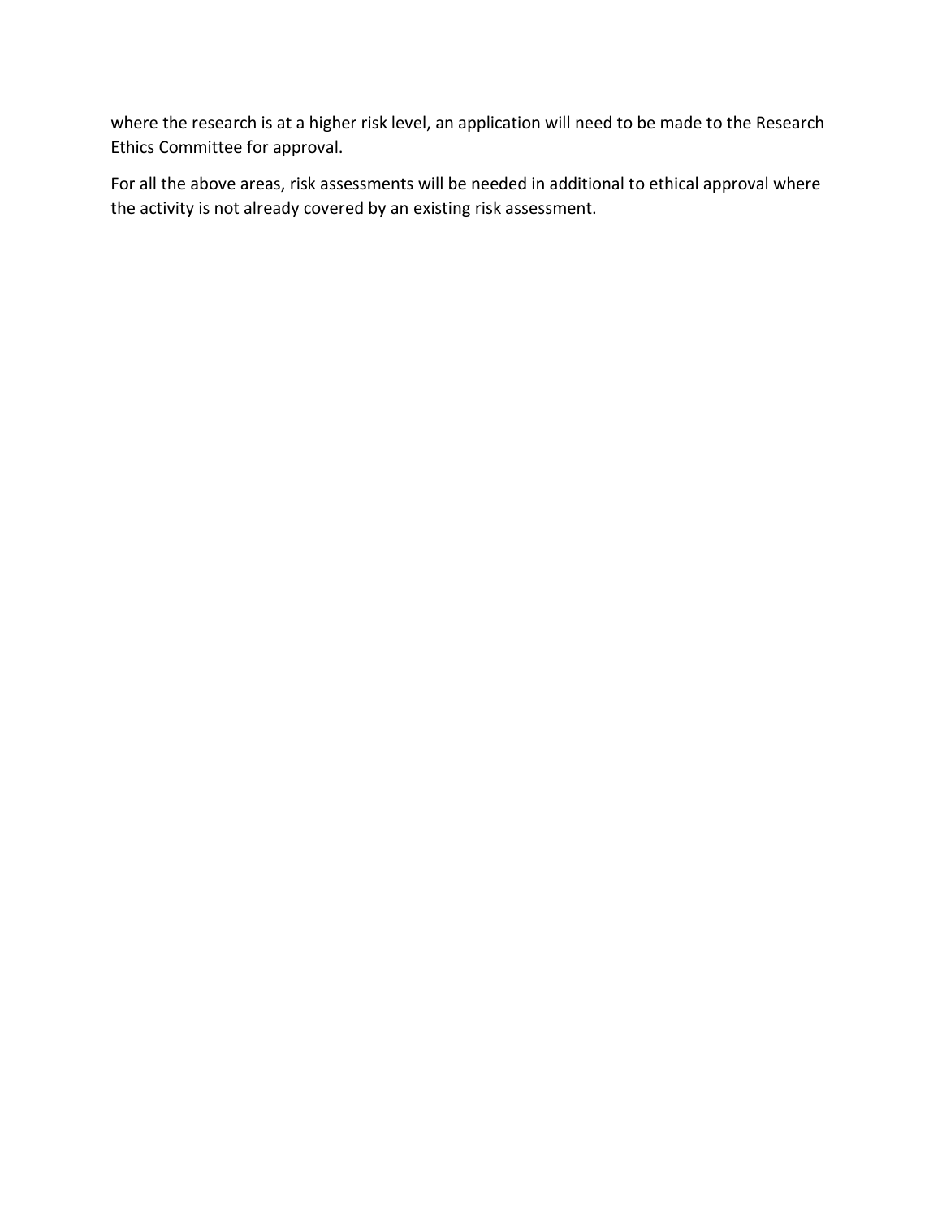where the research is at a higher risk level, an application will need to be made to the Research Ethics Committee for approval.

For all the above areas, risk assessments will be needed in additional to ethical approval where the activity is not already covered by an existing risk assessment.